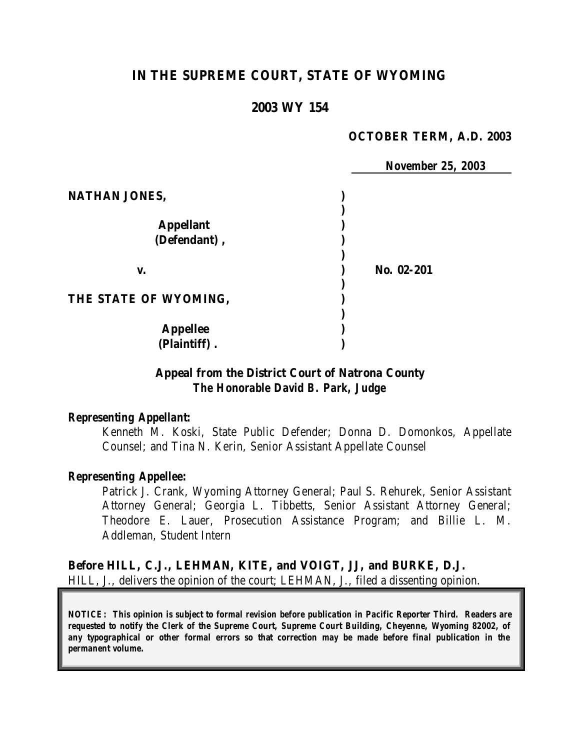# IN THE SUPREME COURT, STATE OF WYOMING

## 2003 WY 154

**OCTOBER TERM, A.D. 2003**

**November 25, 2003**

| | | |
|---|---|---|
| **NATHAN JONES,** | ) | |
| | ) | |
| **Appellant** | ) | |
| **(Defendant),** | ) | |
| | ) | |
| **v.** | ) | **No. 02-201** |
| | ) | |
| **THE STATE OF WYOMING,** | ) | |
| | ) | |
| **Appellee** | ) | |
| **(Plaintiff).** | ) | |

***Appeal from the District Court of Natrona County***
***The Honorable David B. Park, Judge***

***Representing Appellant:***

Kenneth M. Koski, State Public Defender; Donna D. Domonkos, Appellate Counsel; and Tina N. Kerin, Senior Assistant Appellate Counsel

***Representing Appellee:***

Patrick J. Crank, Wyoming Attorney General; Paul S. Rehurek, Senior Assistant Attorney General; Georgia L. Tibbetts, Senior Assistant Attorney General; Theodore E. Lauer, Prosecution Assistance Program; and Billie L. M. Addleman, Student Intern

**Before HILL, C.J., LEHMAN, KITE, and VOIGT, JJ, and BURKE, D.J.**

HILL, J., delivers the opinion of the court; LEHMAN, J., filed a dissenting opinion.

**NOTICE: This opinion is subject to formal revision before publication in Pacific Reporter Third. Readers are requested to notify the Clerk of the Supreme Court, Supreme Court Building, Cheyenne, Wyoming 82002, of any typographical or other formal errors so that correction may be made before final publication in the permanent volume.**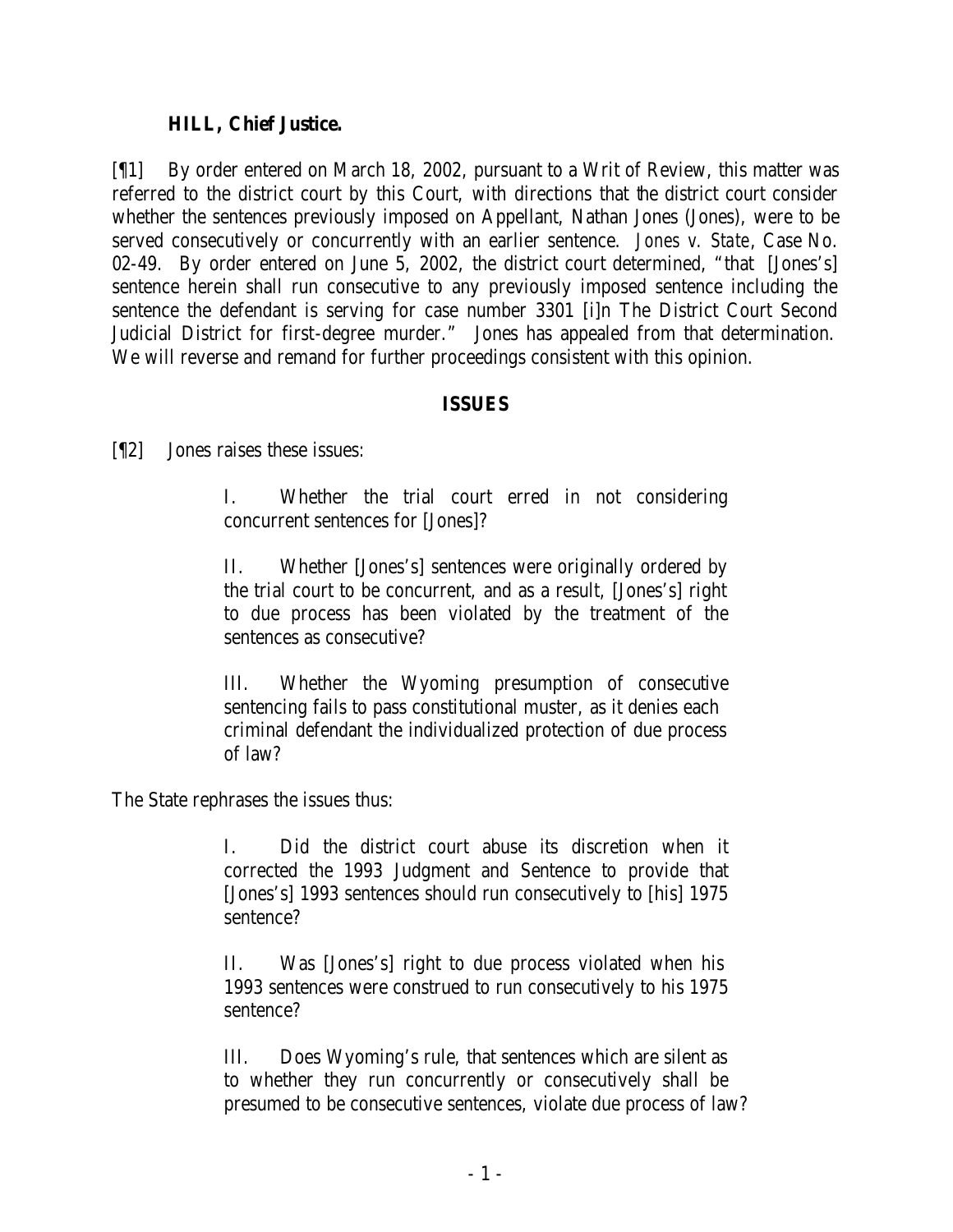**HILL, Chief Justice.**

[¶1] By order entered on March 18, 2002, pursuant to a Writ of Review, this matter was referred to the district court by this Court, with directions that the district court consider whether the sentences previously imposed on Appellant, Nathan Jones (Jones), were to be served consecutively or concurrently with an earlier sentence. *Jones v. State*, Case No. 02-49. By order entered on June 5, 2002, the district court determined, "that [Jones's] sentence herein shall run consecutive to any previously imposed sentence including the sentence the defendant is serving for case number 3301 [i]n The District Court Second Judicial District for first-degree murder." Jones has appealed from that determination. We will reverse and remand for further proceedings consistent with this opinion.

## ISSUES

[¶2] Jones raises these issues:

> I. Whether the trial court erred in not considering concurrent sentences for [Jones]?
>
> II. Whether [Jones's] sentences were originally ordered by the trial court to be concurrent, and as a result, [Jones's] right to due process has been violated by the treatment of the sentences as consecutive?
>
> III. Whether the Wyoming presumption of consecutive sentencing fails to pass constitutional muster, as it denies each criminal defendant the individualized protection of due process of law?

The State rephrases the issues thus:

> I. Did the district court abuse its discretion when it corrected the 1993 Judgment and Sentence to provide that [Jones's] 1993 sentences should run consecutively to [his] 1975 sentence?
>
> II. Was [Jones's] right to due process violated when his 1993 sentences were construed to run consecutively to his 1975 sentence?
>
> III. Does Wyoming's rule, that sentences which are silent as to whether they run concurrently or consecutively shall be presumed to be consecutive sentences, violate due process of law?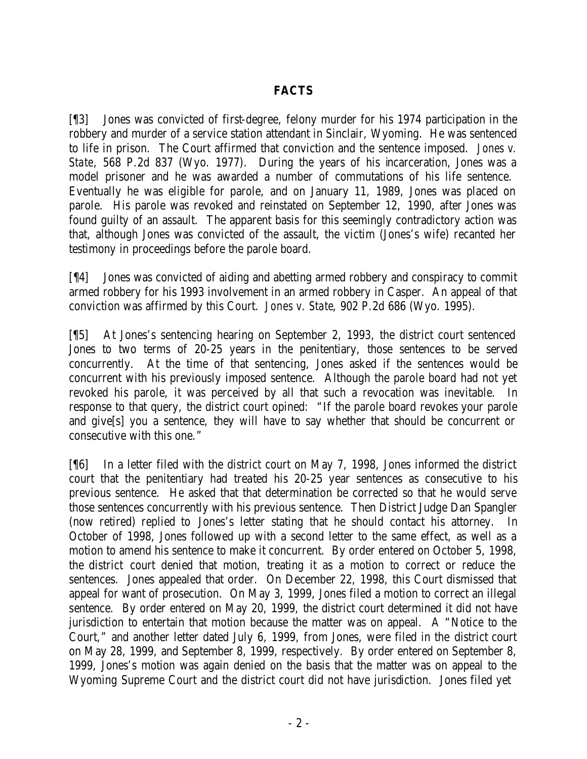## FACTS

[¶3] Jones was convicted of first-degree, felony murder for his 1974 participation in the robbery and murder of a service station attendant in Sinclair, Wyoming. He was sentenced to life in prison. The Court affirmed that conviction and the sentence imposed. *Jones v. State*, 568 P.2d 837 (Wyo. 1977). During the years of his incarceration, Jones was a model prisoner and he was awarded a number of commutations of his life sentence. Eventually he was eligible for parole, and on January 11, 1989, Jones was placed on parole. His parole was revoked and reinstated on September 12, 1990, after Jones was found guilty of an assault. The apparent basis for this seemingly contradictory action was that, although Jones was convicted of the assault, the victim (Jones's wife) recanted her testimony in proceedings before the parole board.

[¶4] Jones was convicted of aiding and abetting armed robbery and conspiracy to commit armed robbery for his 1993 involvement in an armed robbery in Casper. An appeal of that conviction was affirmed by this Court. *Jones v. State*, 902 P.2d 686 (Wyo. 1995).

[¶5] At Jones's sentencing hearing on September 2, 1993, the district court sentenced Jones to two terms of 20-25 years in the penitentiary, those sentences to be served concurrently. At the time of that sentencing, Jones asked if the sentences would be concurrent with his previously imposed sentence. Although the parole board had not yet revoked his parole, it was perceived by all that such a revocation was inevitable. In response to that query, the district court opined: "If the parole board revokes your parole and give[s] you a sentence, they will have to say whether that should be concurrent or consecutive with this one."

[¶6] In a letter filed with the district court on May 7, 1998, Jones informed the district court that the penitentiary had treated his 20-25 year sentences as consecutive to his previous sentence. He asked that that determination be corrected so that he would serve those sentences concurrently with his previous sentence. Then District Judge Dan Spangler (now retired) replied to Jones's letter stating that he should contact his attorney. In October of 1998, Jones followed up with a second letter to the same effect, as well as a motion to amend his sentence to make it concurrent. By order entered on October 5, 1998, the district court denied that motion, treating it as a motion to correct or reduce the sentences. Jones appealed that order. On December 22, 1998, this Court dismissed that appeal for want of prosecution. On May 3, 1999, Jones filed a motion to correct an illegal sentence. By order entered on May 20, 1999, the district court determined it did not have jurisdiction to entertain that motion because the matter was on appeal. A "Notice to the Court," and another letter dated July 6, 1999, from Jones, were filed in the district court on May 28, 1999, and September 8, 1999, respectively. By order entered on September 8, 1999, Jones's motion was again denied on the basis that the matter was on appeal to the Wyoming Supreme Court and the district court did not have jurisdiction. Jones filed yet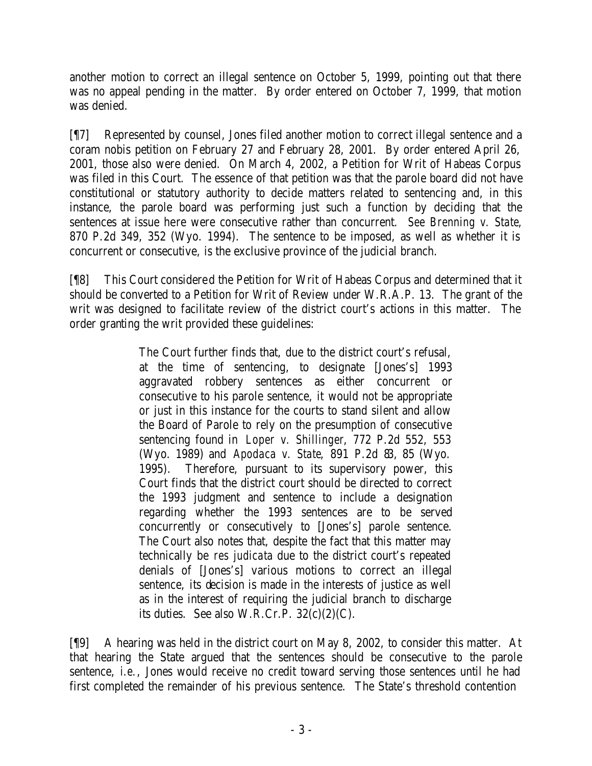another motion to correct an illegal sentence on October 5, 1999, pointing out that there was no appeal pending in the matter. By order entered on October 7, 1999, that motion was denied.

[¶7] Represented by counsel, Jones filed another motion to correct illegal sentence and a coram nobis petition on February 27 and February 28, 2001. By order entered April 26, 2001, those also were denied. On March 4, 2002, a Petition for Writ of Habeas Corpus was filed in this Court. The essence of that petition was that the parole board did not have constitutional or statutory authority to decide matters related to sentencing and, in this instance, the parole board was performing just such a function by deciding that the sentences at issue here were consecutive rather than concurrent. *See Brenning v. State*, 870 P.2d 349, 352 (Wyo. 1994). The sentence to be imposed, as well as whether it is concurrent or consecutive, is the exclusive province of the judicial branch.

[¶8] This Court considered the Petition for Writ of Habeas Corpus and determined that it should be converted to a Petition for Writ of Review under W.R.A.P. 13. The grant of the writ was designed to facilitate review of the district court's actions in this matter. The order granting the writ provided these guidelines:

> The Court further finds that, due to the district court's refusal, at the time of sentencing, to designate [Jones's] 1993 aggravated robbery sentences as either concurrent or consecutive to his parole sentence, it would not be appropriate or just in this instance for the courts to stand silent and allow the Board of Parole to rely on the presumption of consecutive sentencing found in *Loper v. Shillinger*, 772 P.2d 552, 553 (Wyo. 1989) and *Apodaca v. State*, 891 P.2d 83, 85 (Wyo. 1995). Therefore, pursuant to its supervisory power, this Court finds that the district court should be directed to correct the 1993 judgment and sentence to include a designation regarding whether the 1993 sentences are to be served concurrently or consecutively to [Jones's] parole sentence. The Court also notes that, despite the fact that this matter may technically be *res judicata* due to the district court's repeated denials of [Jones's] various motions to correct an illegal sentence, its decision is made in the interests of justice as well as in the interest of requiring the judicial branch to discharge its duties. See also W.R.Cr.P. 32(c)(2)(C).

[¶9] A hearing was held in the district court on May 8, 2002, to consider this matter. At that hearing the State argued that the sentences should be consecutive to the parole sentence, *i.e.*, Jones would receive no credit toward serving those sentences until he had first completed the remainder of his previous sentence. The State's threshold contention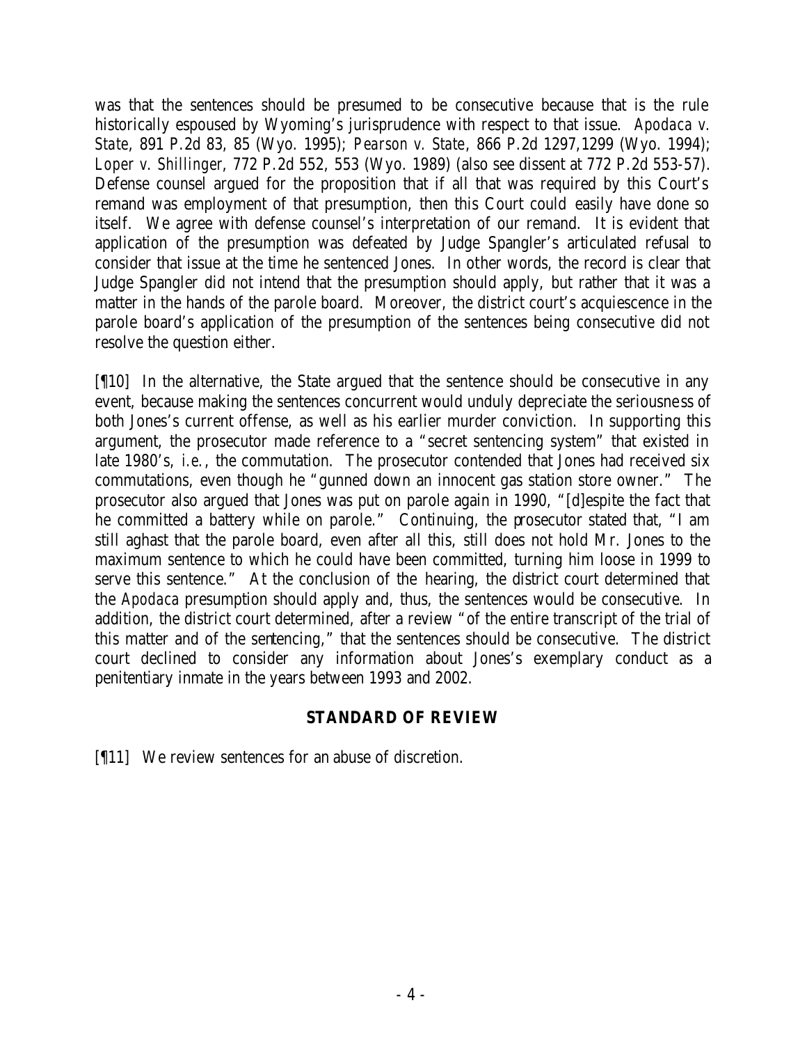was that the sentences should be presumed to be consecutive because that is the rule historically espoused by Wyoming's jurisprudence with respect to that issue. *Apodaca v. State*, 891 P.2d 83, 85 (Wyo. 1995); *Pearson v. State*, 866 P.2d 1297,1299 (Wyo. 1994); *Loper v. Shillinger*, 772 P.2d 552, 553 (Wyo. 1989) (also see dissent at 772 P.2d 553-57). Defense counsel argued for the proposition that if all that was required by this Court's remand was employment of that presumption, then this Court could easily have done so itself. We agree with defense counsel's interpretation of our remand. It is evident that application of the presumption was defeated by Judge Spangler's articulated refusal to consider that issue at the time he sentenced Jones. In other words, the record is clear that Judge Spangler did not intend that the presumption should apply, but rather that it was a matter in the hands of the parole board. Moreover, the district court's acquiescence in the parole board's application of the presumption of the sentences being consecutive did not resolve the question either.

[¶10] In the alternative, the State argued that the sentence should be consecutive in any event, because making the sentences concurrent would unduly depreciate the seriousness of both Jones's current offense, as well as his earlier murder conviction. In supporting this argument, the prosecutor made reference to a "secret sentencing system" that existed in late 1980's, *i.e.*, the commutation. The prosecutor contended that Jones had received six commutations, even though he "gunned down an innocent gas station store owner." The prosecutor also argued that Jones was put on parole again in 1990, "[d]espite the fact that he committed a battery while on parole." Continuing, the prosecutor stated that, "I am still aghast that the parole board, even after all this, still does not hold Mr. Jones to the maximum sentence to which he could have been committed, turning him loose in 1999 to serve this sentence." At the conclusion of the hearing, the district court determined that the *Apodaca* presumption should apply and, thus, the sentences would be consecutive. In addition, the district court determined, after a review "of the entire transcript of the trial of this matter and of the sentencing," that the sentences should be consecutive. The district court declined to consider any information about Jones's exemplary conduct as a penitentiary inmate in the years between 1993 and 2002.

## STANDARD OF REVIEW

[¶11] We review sentences for an abuse of discretion.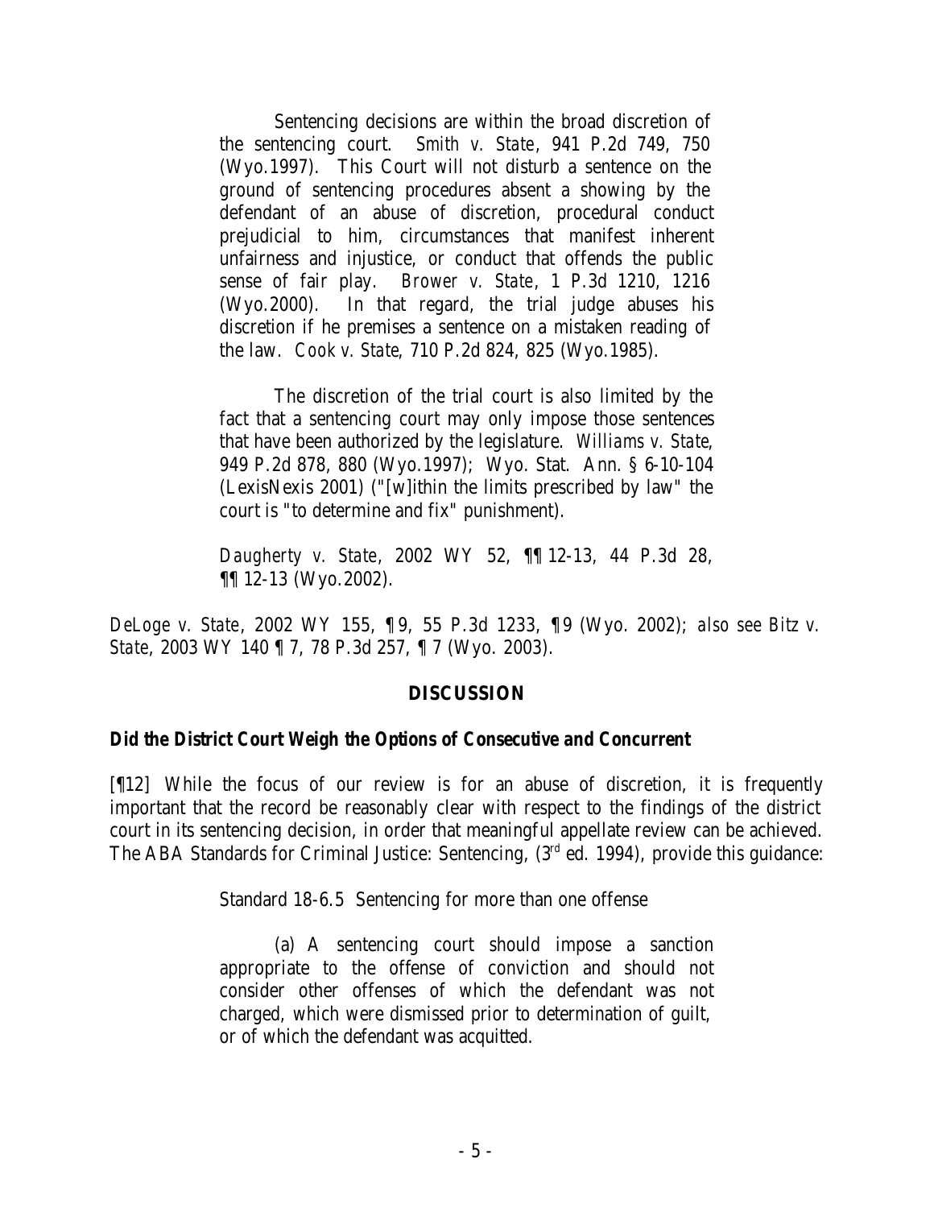> Sentencing decisions are within the broad discretion of the sentencing court. *Smith v. State*, 941 P.2d 749, 750 (Wyo.1997). This Court will not disturb a sentence on the ground of sentencing procedures absent a showing by the defendant of an abuse of discretion, procedural conduct prejudicial to him, circumstances that manifest inherent unfairness and injustice, or conduct that offends the public sense of fair play. *Brower v. State*, 1 P.3d 1210, 1216 (Wyo.2000). In that regard, the trial judge abuses his discretion if he premises a sentence on a mistaken reading of the law. *Cook v. State*, 710 P.2d 824, 825 (Wyo.1985).
>
> The discretion of the trial court is also limited by the fact that a sentencing court may only impose those sentences that have been authorized by the legislature. *Williams v. State*, 949 P.2d 878, 880 (Wyo.1997); Wyo. Stat. Ann. § 6-10-104 (LexisNexis 2001) ("[w]ithin the limits prescribed by law" the court is "to determine and fix" punishment).
>
> *Daugherty v. State*, 2002 WY 52, ¶¶ 12-13, 44 P.3d 28, ¶¶ 12-13 (Wyo.2002).

*DeLoge v. State*, 2002 WY 155, ¶ 9, 55 P.3d 1233, ¶ 9 (Wyo. 2002); *also see Bitz v. State*, 2003 WY 140 ¶ 7, 78 P.3d 257, ¶ 7 (Wyo. 2003).

## DISCUSSION

### Did the District Court Weigh the Options of Consecutive and Concurrent

[¶12] While the focus of our review is for an abuse of discretion, it is frequently important that the record be reasonably clear with respect to the findings of the district court in its sentencing decision, in order that meaningful appellate review can be achieved. The ABA Standards for Criminal Justice: Sentencing, (3rd ed. 1994), provide this guidance:

> Standard 18-6.5 Sentencing for more than one offense
>
> (a) A sentencing court should impose a sanction appropriate to the offense of conviction and should not consider other offenses of which the defendant was not charged, which were dismissed prior to determination of guilt, or of which the defendant was acquitted.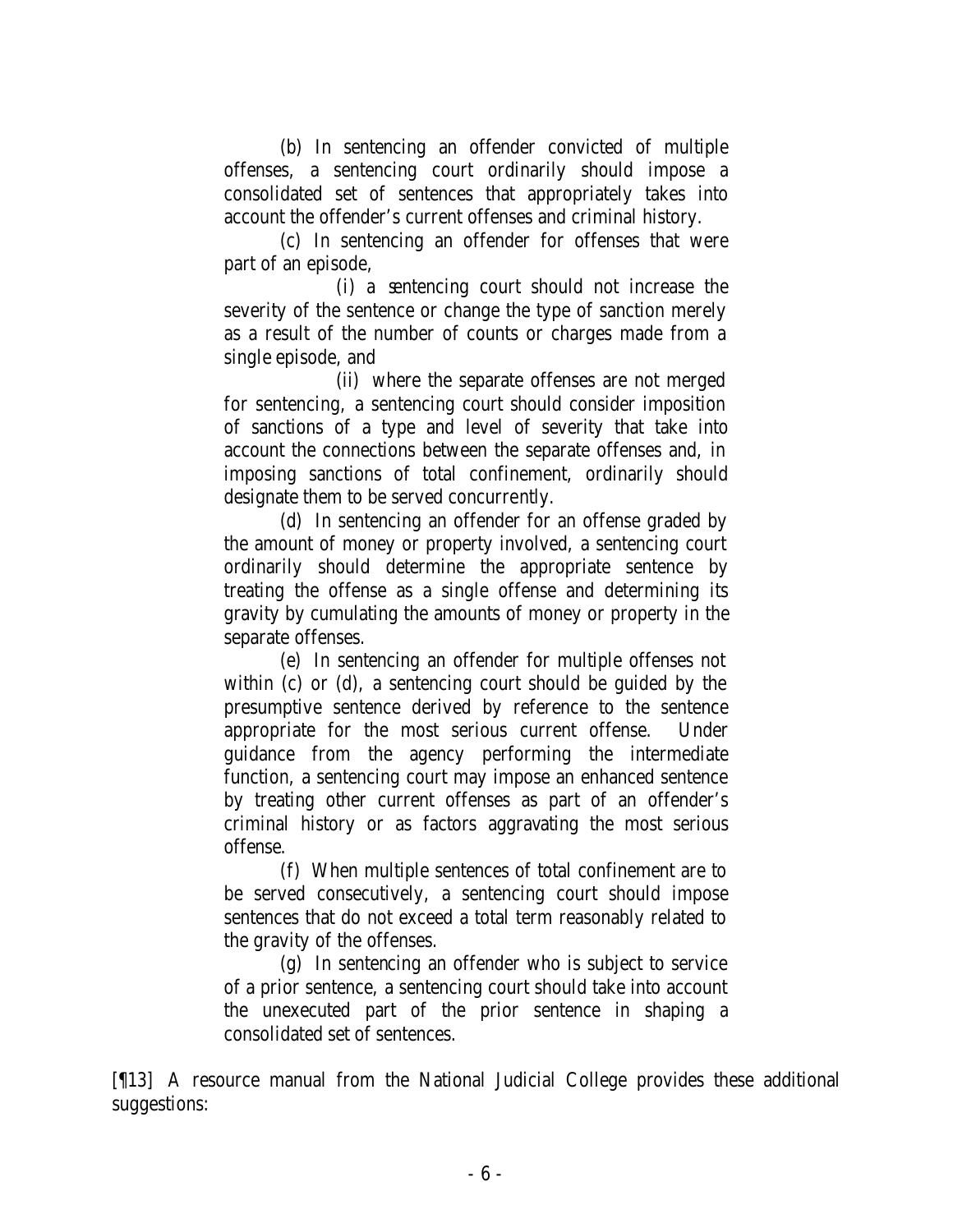> (b) In sentencing an offender convicted of multiple offenses, a sentencing court ordinarily should impose a consolidated set of sentences that appropriately takes into account the offender's current offenses and criminal history.
>
> (c) In sentencing an offender for offenses that were part of an episode,
>
> (i) a sentencing court should not increase the severity of the sentence or change the type of sanction merely as a result of the number of counts or charges made from a single episode, and
>
> (ii) where the separate offenses are not merged for sentencing, a sentencing court should consider imposition of sanctions of a type and level of severity that take into account the connections between the separate offenses and, in imposing sanctions of total confinement, ordinarily should designate them to be served concurrently.
>
> (d) In sentencing an offender for an offense graded by the amount of money or property involved, a sentencing court ordinarily should determine the appropriate sentence by treating the offense as a single offense and determining its gravity by cumulating the amounts of money or property in the separate offenses.
>
> (e) In sentencing an offender for multiple offenses not within (c) or (d), a sentencing court should be guided by the presumptive sentence derived by reference to the sentence appropriate for the most serious current offense. Under guidance from the agency performing the intermediate function, a sentencing court may impose an enhanced sentence by treating other current offenses as part of an offender's criminal history or as factors aggravating the most serious offense.
>
> (f) When multiple sentences of total confinement are to be served consecutively, a sentencing court should impose sentences that do not exceed a total term reasonably related to the gravity of the offenses.
>
> (g) In sentencing an offender who is subject to service of a prior sentence, a sentencing court should take into account the unexecuted part of the prior sentence in shaping a consolidated set of sentences.

[¶13] A resource manual from the National Judicial College provides these additional suggestions: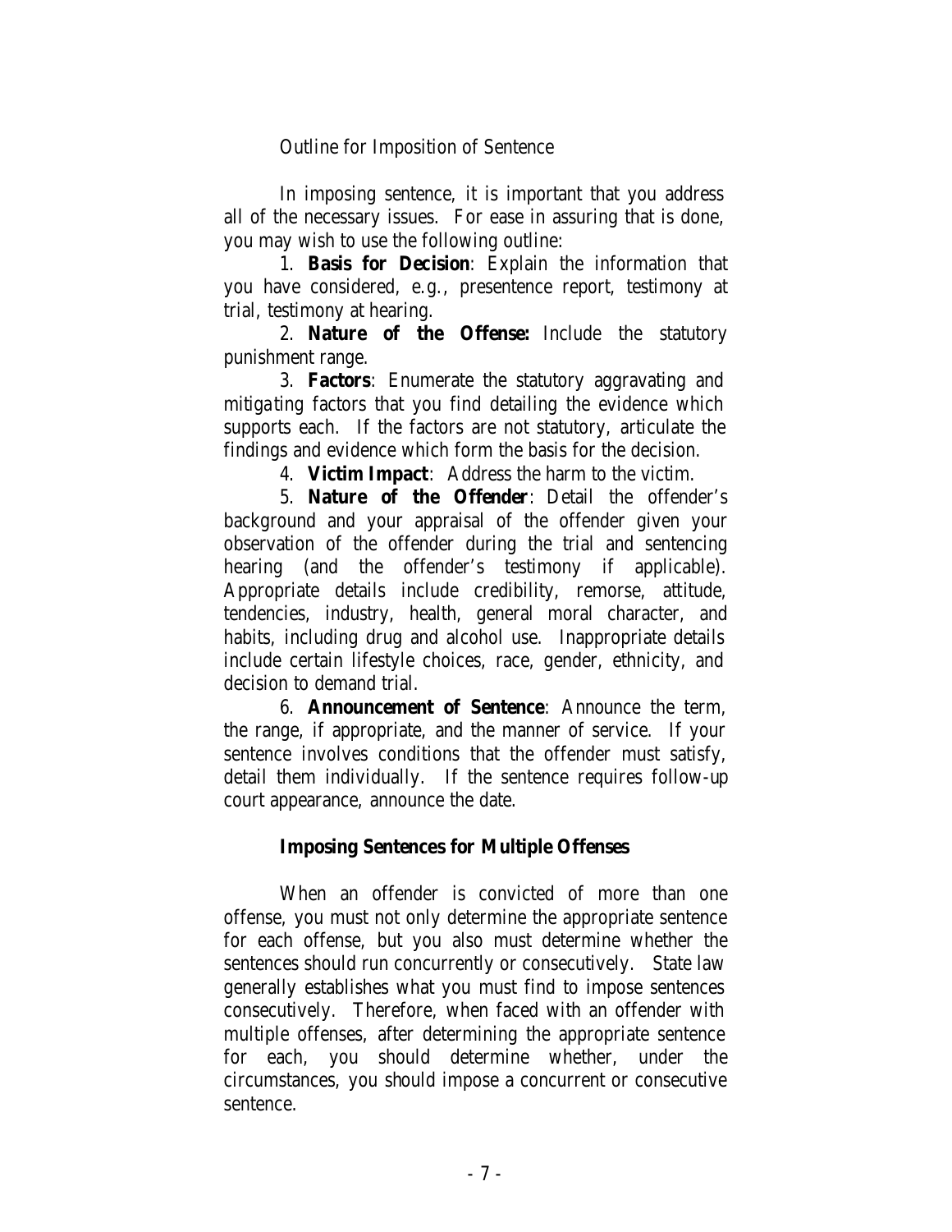Outline for Imposition of Sentence

In imposing sentence, it is important that you address all of the necessary issues. For ease in assuring that is done, you may wish to use the following outline:

1. **Basis for Decision**: Explain the information that you have considered, e.g., presentence report, testimony at trial, testimony at hearing.

2. **Nature of the Offense:** Include the statutory punishment range.

3. **Factors**: Enumerate the statutory aggravating and mitigating factors that you find detailing the evidence which supports each. If the factors are not statutory, articulate the findings and evidence which form the basis for the decision.

4. **Victim Impact**: Address the harm to the victim.

5. **Nature of the Offender**: Detail the offender's background and your appraisal of the offender given your observation of the offender during the trial and sentencing hearing (and the offender's testimony if applicable). Appropriate details include credibility, remorse, attitude, tendencies, industry, health, general moral character, and habits, including drug and alcohol use. Inappropriate details include certain lifestyle choices, race, gender, ethnicity, and decision to demand trial.

6. **Announcement of Sentence**: Announce the term, the range, if appropriate, and the manner of service. If your sentence involves conditions that the offender must satisfy, detail them individually. If the sentence requires follow-up court appearance, announce the date.

## Imposing Sentences for Multiple Offenses

When an offender is convicted of more than one offense, you must not only determine the appropriate sentence for each offense, but you also must determine whether the sentences should run concurrently or consecutively. State law generally establishes what you must find to impose sentences consecutively. Therefore, when faced with an offender with multiple offenses, after determining the appropriate sentence for each, you should determine whether, under the circumstances, you should impose a concurrent or consecutive sentence.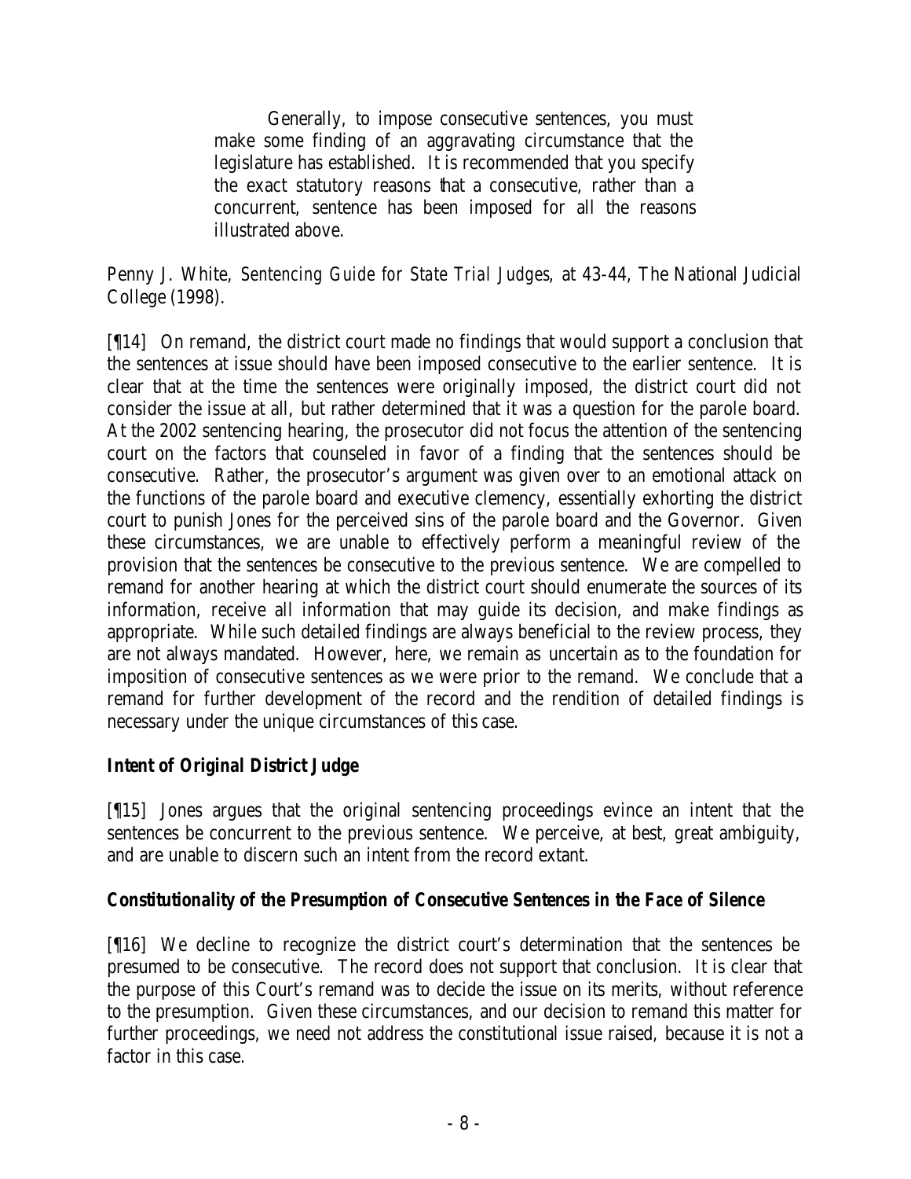> Generally, to impose consecutive sentences, you must make some finding of an aggravating circumstance that the legislature has established. It is recommended that you specify the exact statutory reasons that a consecutive, rather than a concurrent, sentence has been imposed for all the reasons illustrated above.

Penny J. White, *Sentencing Guide for State Trial Judges*, at 43-44, The National Judicial College (1998).

[¶14] On remand, the district court made no findings that would support a conclusion that the sentences at issue should have been imposed consecutive to the earlier sentence. It is clear that at the time the sentences were originally imposed, the district court did not consider the issue at all, but rather determined that it was a question for the parole board. At the 2002 sentencing hearing, the prosecutor did not focus the attention of the sentencing court on the factors that counseled in favor of a finding that the sentences should be consecutive. Rather, the prosecutor's argument was given over to an emotional attack on the functions of the parole board and executive clemency, essentially exhorting the district court to punish Jones for the perceived sins of the parole board and the Governor. Given these circumstances, we are unable to effectively perform a meaningful review of the provision that the sentences be consecutive to the previous sentence. We are compelled to remand for another hearing at which the district court should enumerate the sources of its information, receive all information that may guide its decision, and make findings as appropriate. While such detailed findings are always beneficial to the review process, they are not always mandated. However, here, we remain as uncertain as to the foundation for imposition of consecutive sentences as we were prior to the remand. We conclude that a remand for further development of the record and the rendition of detailed findings is necessary under the unique circumstances of this case.

**Intent of Original District Judge**

[¶15] Jones argues that the original sentencing proceedings evince an intent that the sentences be concurrent to the previous sentence. We perceive, at best, great ambiguity, and are unable to discern such an intent from the record extant.

**Constitutionality of the Presumption of Consecutive Sentences in the Face of Silence**

[¶16] We decline to recognize the district court's determination that the sentences be presumed to be consecutive. The record does not support that conclusion. It is clear that the purpose of this Court's remand was to decide the issue on its merits, without reference to the presumption. Given these circumstances, and our decision to remand this matter for further proceedings, we need not address the constitutional issue raised, because it is not a factor in this case.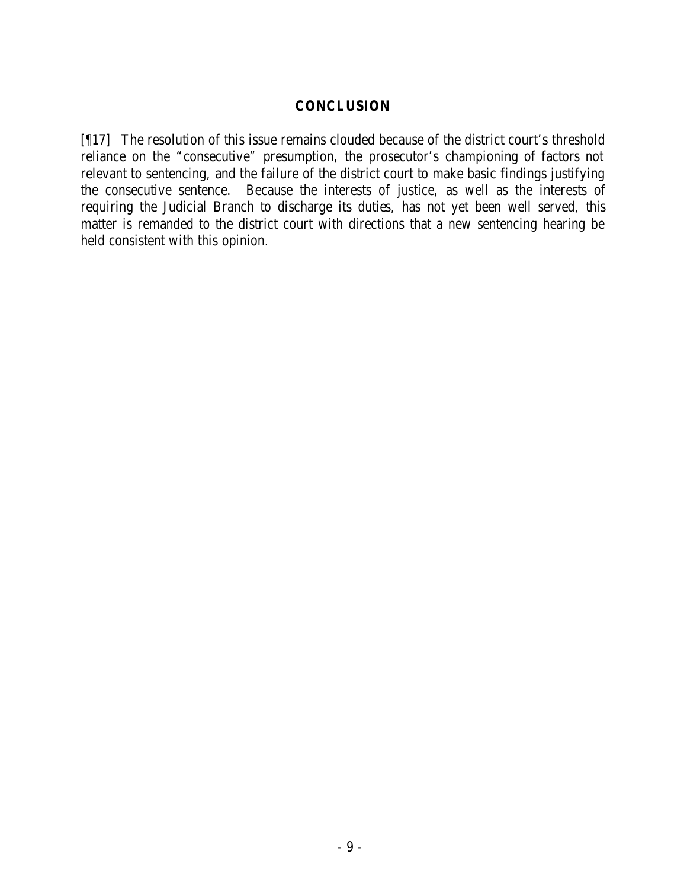## CONCLUSION

[¶17] The resolution of this issue remains clouded because of the district court's threshold reliance on the "consecutive" presumption, the prosecutor's championing of factors not relevant to sentencing, and the failure of the district court to make basic findings justifying the consecutive sentence. Because the interests of justice, as well as the interests of requiring the Judicial Branch to discharge its duties, has not yet been well served, this matter is remanded to the district court with directions that a new sentencing hearing be held consistent with this opinion.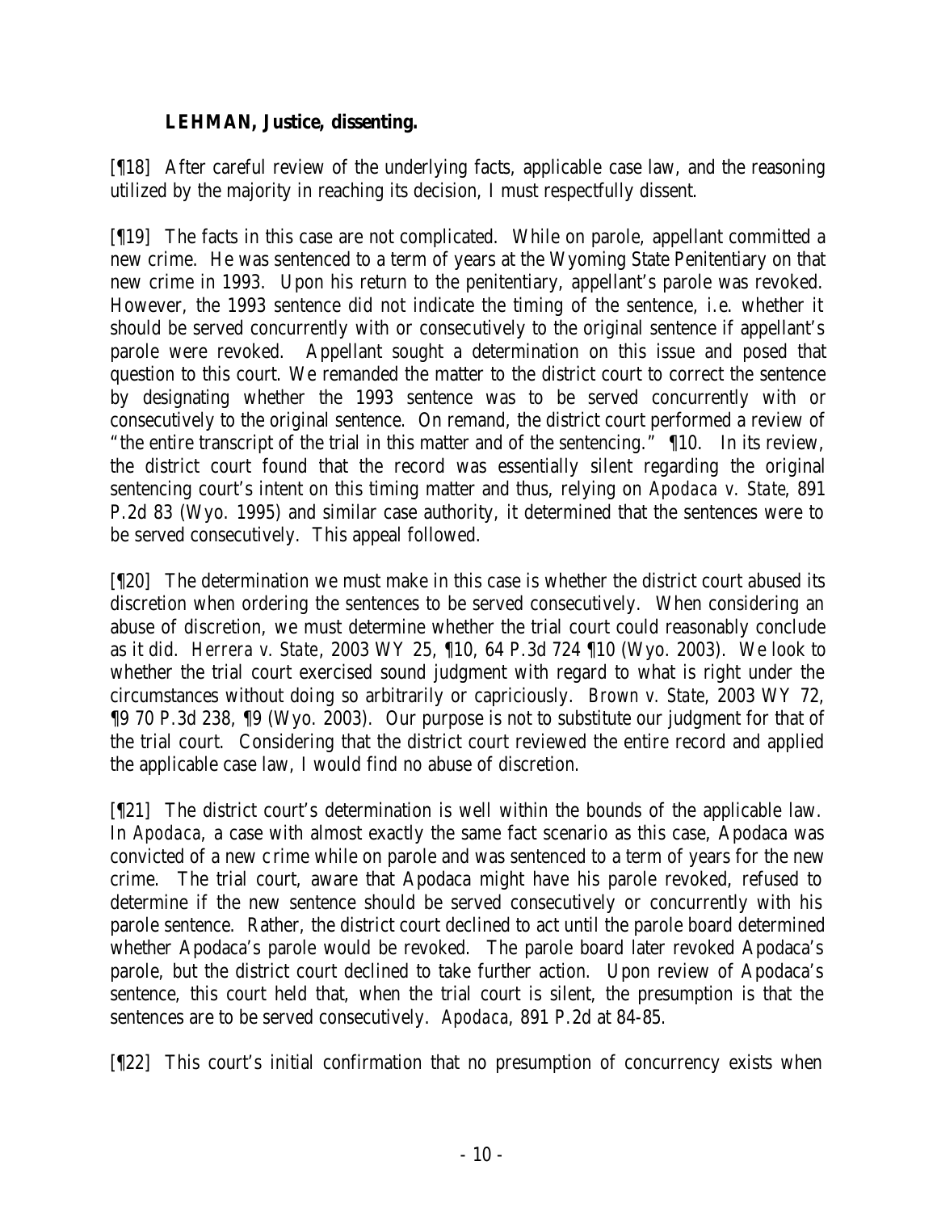**LEHMAN, Justice, dissenting.**

[¶18] After careful review of the underlying facts, applicable case law, and the reasoning utilized by the majority in reaching its decision, I must respectfully dissent.

[¶19] The facts in this case are not complicated. While on parole, appellant committed a new crime. He was sentenced to a term of years at the Wyoming State Penitentiary on that new crime in 1993. Upon his return to the penitentiary, appellant's parole was revoked. However, the 1993 sentence did not indicate the timing of the sentence, i.e. whether it should be served concurrently with or consecutively to the original sentence if appellant's parole were revoked. Appellant sought a determination on this issue and posed that question to this court. We remanded the matter to the district court to correct the sentence by designating whether the 1993 sentence was to be served concurrently with or consecutively to the original sentence. On remand, the district court performed a review of "the entire transcript of the trial in this matter and of the sentencing." ¶10. In its review, the district court found that the record was essentially silent regarding the original sentencing court's intent on this timing matter and thus, relying on *Apodaca v. State*, 891 P.2d 83 (Wyo. 1995) and similar case authority, it determined that the sentences were to be served consecutively. This appeal followed.

[¶20] The determination we must make in this case is whether the district court abused its discretion when ordering the sentences to be served consecutively. When considering an abuse of discretion, we must determine whether the trial court could reasonably conclude as it did. *Herrera v. State*, 2003 WY 25, ¶10, 64 P.3d 724 ¶10 (Wyo. 2003). We look to whether the trial court exercised sound judgment with regard to what is right under the circumstances without doing so arbitrarily or capriciously. *Brown v. State*, 2003 WY 72, ¶9 70 P.3d 238, ¶9 (Wyo. 2003). Our purpose is not to substitute our judgment for that of the trial court. Considering that the district court reviewed the entire record and applied the applicable case law, I would find no abuse of discretion.

[¶21] The district court's determination is well within the bounds of the applicable law. In *Apodaca*, a case with almost exactly the same fact scenario as this case, Apodaca was convicted of a new crime while on parole and was sentenced to a term of years for the new crime. The trial court, aware that Apodaca might have his parole revoked, refused to determine if the new sentence should be served consecutively or concurrently with his parole sentence. Rather, the district court declined to act until the parole board determined whether Apodaca's parole would be revoked. The parole board later revoked Apodaca's parole, but the district court declined to take further action. Upon review of Apodaca's sentence, this court held that, when the trial court is silent, the presumption is that the sentences are to be served consecutively. *Apodaca*, 891 P.2d at 84-85.

[¶22] This court's initial confirmation that no presumption of concurrency exists when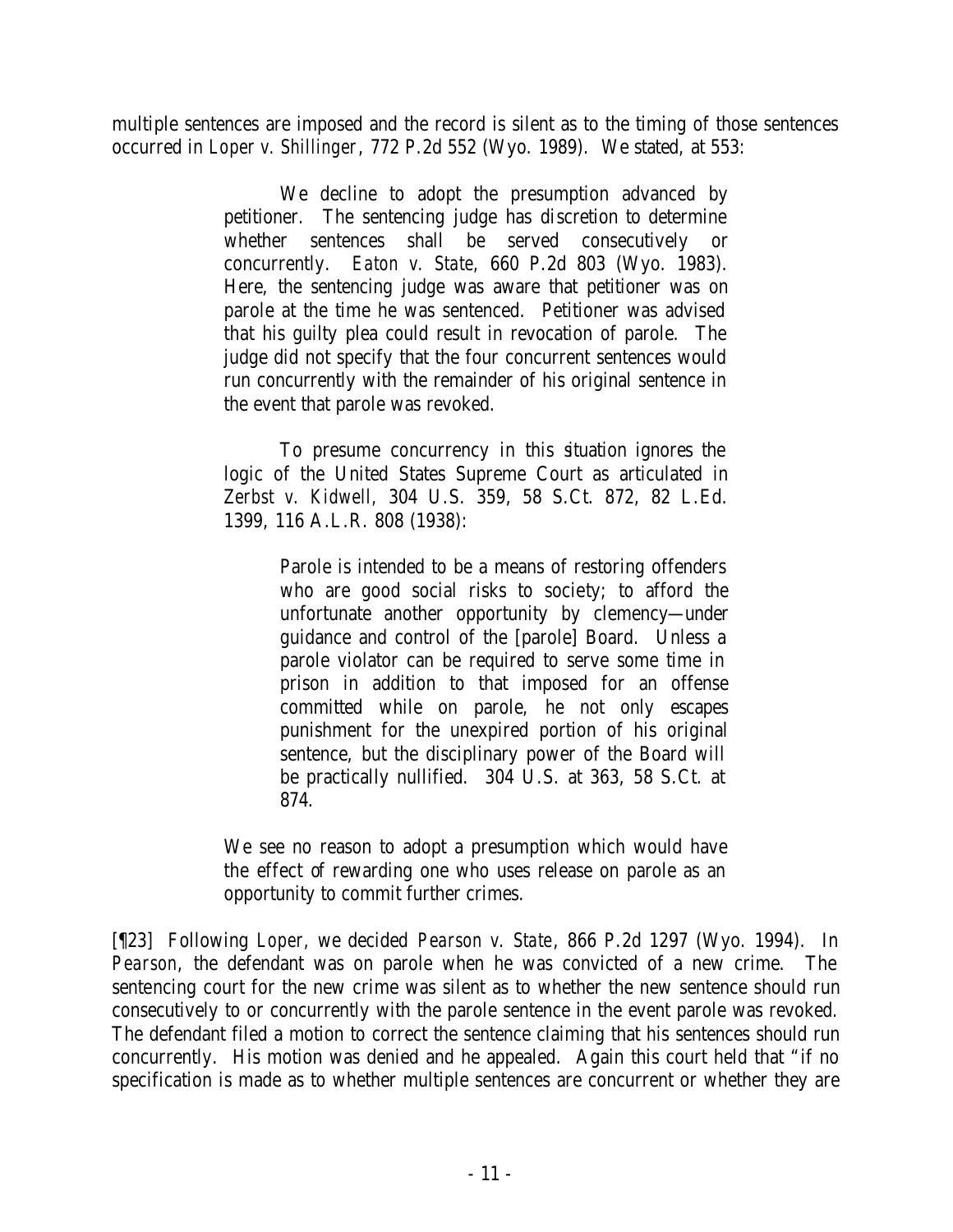multiple sentences are imposed and the record is silent as to the timing of those sentences occurred in *Loper v. Shillinger*, 772 P.2d 552 (Wyo. 1989). We stated, at 553:

> We decline to adopt the presumption advanced by petitioner. The sentencing judge has discretion to determine whether sentences shall be served consecutively or concurrently. *Eaton v. State*, 660 P.2d 803 (Wyo. 1983). Here, the sentencing judge was aware that petitioner was on parole at the time he was sentenced. Petitioner was advised that his guilty plea could result in revocation of parole. The judge did not specify that the four concurrent sentences would run concurrently with the remainder of his original sentence in the event that parole was revoked.
>
> To presume concurrency in this situation ignores the logic of the United States Supreme Court as articulated in *Zerbst v. Kidwell*, 304 U.S. 359, 58 S.Ct. 872, 82 L.Ed. 1399, 116 A.L.R. 808 (1938):
>
> > Parole is intended to be a means of restoring offenders who are good social risks to society; to afford the unfortunate another opportunity by clemency—under guidance and control of the [parole] Board. Unless a parole violator can be required to serve some time in prison in addition to that imposed for an offense committed while on parole, he not only escapes punishment for the unexpired portion of his original sentence, but the disciplinary power of the Board will be practically nullified. 304 U.S. at 363, 58 S.Ct. at 874.
>
> We see no reason to adopt a presumption which would have the effect of rewarding one who uses release on parole as an opportunity to commit further crimes.

[¶23] Following *Loper*, we decided *Pearson v. State*, 866 P.2d 1297 (Wyo. 1994). In *Pearson*, the defendant was on parole when he was convicted of a new crime. The sentencing court for the new crime was silent as to whether the new sentence should run consecutively to or concurrently with the parole sentence in the event parole was revoked. The defendant filed a motion to correct the sentence claiming that his sentences should run concurrently. His motion was denied and he appealed. Again this court held that "if no specification is made as to whether multiple sentences are concurrent or whether they are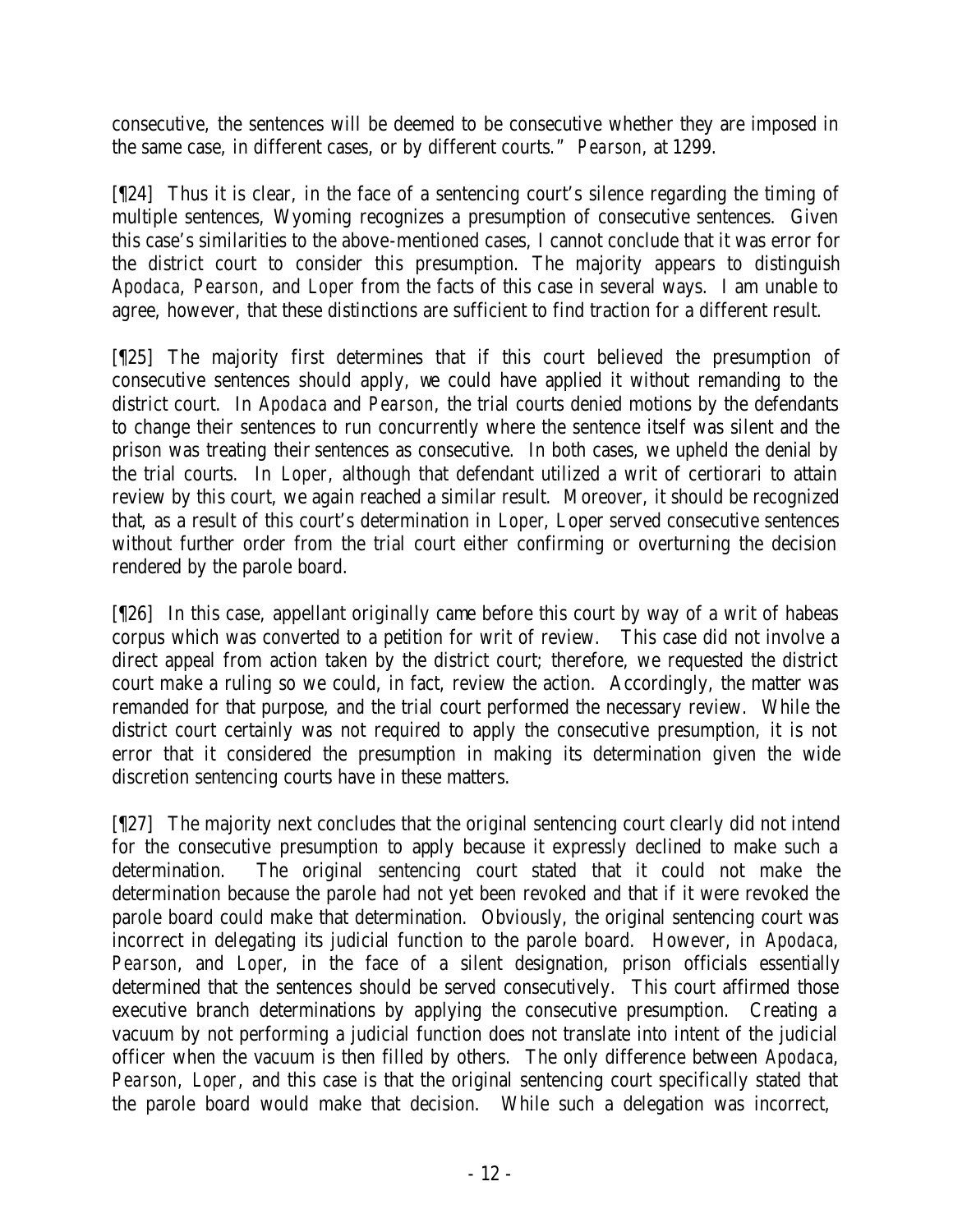consecutive, the sentences will be deemed to be consecutive whether they are imposed in the same case, in different cases, or by different courts." *Pearson*, at 1299.

[¶24] Thus it is clear, in the face of a sentencing court's silence regarding the timing of multiple sentences, Wyoming recognizes a presumption of consecutive sentences. Given this case's similarities to the above-mentioned cases, I cannot conclude that it was error for the district court to consider this presumption. The majority appears to distinguish *Apodaca*, *Pearson*, and *Loper* from the facts of this case in several ways. I am unable to agree, however, that these distinctions are sufficient to find traction for a different result.

[¶25] The majority first determines that if this court believed the presumption of consecutive sentences should apply, we could have applied it without remanding to the district court. In *Apodaca* and *Pearson*, the trial courts denied motions by the defendants to change their sentences to run concurrently where the sentence itself was silent and the prison was treating their sentences as consecutive. In both cases, we upheld the denial by the trial courts. In *Loper*, although that defendant utilized a writ of certiorari to attain review by this court, we again reached a similar result. Moreover, it should be recognized that, as a result of this court's determination in *Loper*, Loper served consecutive sentences without further order from the trial court either confirming or overturning the decision rendered by the parole board.

[¶26] In this case, appellant originally came before this court by way of a writ of habeas corpus which was converted to a petition for writ of review. This case did not involve a direct appeal from action taken by the district court; therefore, we requested the district court make a ruling so we could, in fact, review the action. Accordingly, the matter was remanded for that purpose, and the trial court performed the necessary review. While the district court certainly was not required to apply the consecutive presumption, it is not error that it considered the presumption in making its determination given the wide discretion sentencing courts have in these matters.

[¶27] The majority next concludes that the original sentencing court clearly did not intend for the consecutive presumption to apply because it expressly declined to make such a determination. The original sentencing court stated that it could not make the determination because the parole had not yet been revoked and that if it were revoked the parole board could make that determination. Obviously, the original sentencing court was incorrect in delegating its judicial function to the parole board. However, in *Apodaca*, *Pearson*, and *Loper*, in the face of a silent designation, prison officials essentially determined that the sentences should be served consecutively. This court affirmed those executive branch determinations by applying the consecutive presumption. Creating a vacuum by not performing a judicial function does not translate into intent of the judicial officer when the vacuum is then filled by others. The only difference between *Apodaca*, *Pearson*, *Loper*, and this case is that the original sentencing court specifically stated that the parole board would make that decision. While such a delegation was incorrect,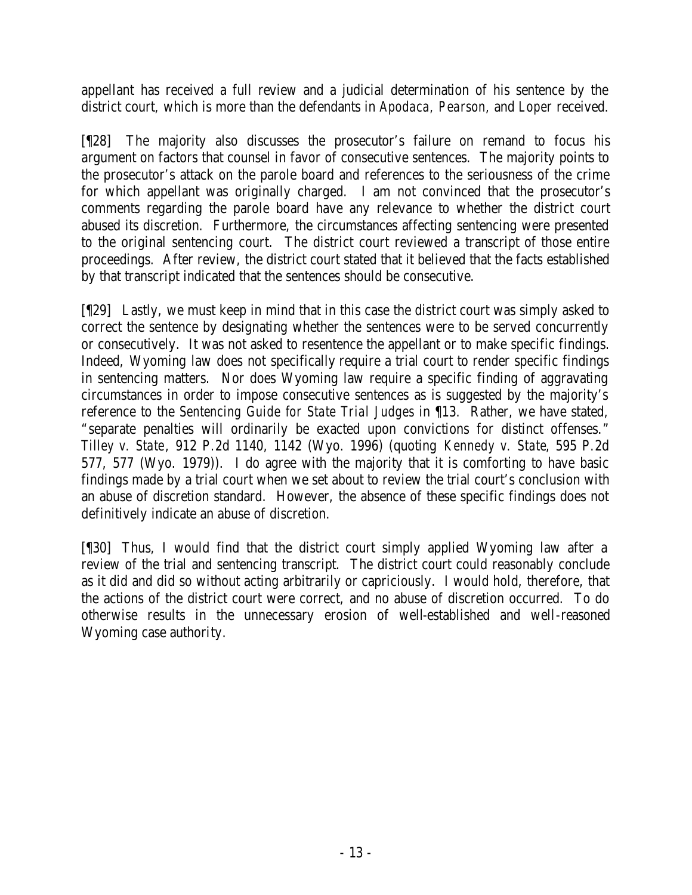appellant has received a full review and a judicial determination of his sentence by the district court, which is more than the defendants in *Apodaca, Pearson*, and *Loper* received.

[¶28] The majority also discusses the prosecutor's failure on remand to focus his argument on factors that counsel in favor of consecutive sentences. The majority points to the prosecutor's attack on the parole board and references to the seriousness of the crime for which appellant was originally charged. I am not convinced that the prosecutor's comments regarding the parole board have any relevance to whether the district court abused its discretion. Furthermore, the circumstances affecting sentencing were presented to the original sentencing court. The district court reviewed a transcript of those entire proceedings. After review, the district court stated that it believed that the facts established by that transcript indicated that the sentences should be consecutive.

[¶29] Lastly, we must keep in mind that in this case the district court was simply asked to correct the sentence by designating whether the sentences were to be served concurrently or consecutively. It was not asked to resentence the appellant or to make specific findings. Indeed, Wyoming law does not specifically require a trial court to render specific findings in sentencing matters. Nor does Wyoming law require a specific finding of aggravating circumstances in order to impose consecutive sentences as is suggested by the majority's reference to the *Sentencing Guide for State Trial Judges* in ¶13. Rather, we have stated, "separate penalties will ordinarily be exacted upon convictions for distinct offenses." *Tilley v. State*, 912 P.2d 1140, 1142 (Wyo. 1996) (quoting *Kennedy v. State*, 595 P.2d 577, 577 (Wyo. 1979)). I do agree with the majority that it is comforting to have basic findings made by a trial court when we set about to review the trial court's conclusion with an abuse of discretion standard. However, the absence of these specific findings does not definitively indicate an abuse of discretion.

[¶30] Thus, I would find that the district court simply applied Wyoming law after a review of the trial and sentencing transcript. The district court could reasonably conclude as it did and did so without acting arbitrarily or capriciously. I would hold, therefore, that the actions of the district court were correct, and no abuse of discretion occurred. To do otherwise results in the unnecessary erosion of well-established and well-reasoned Wyoming case authority.